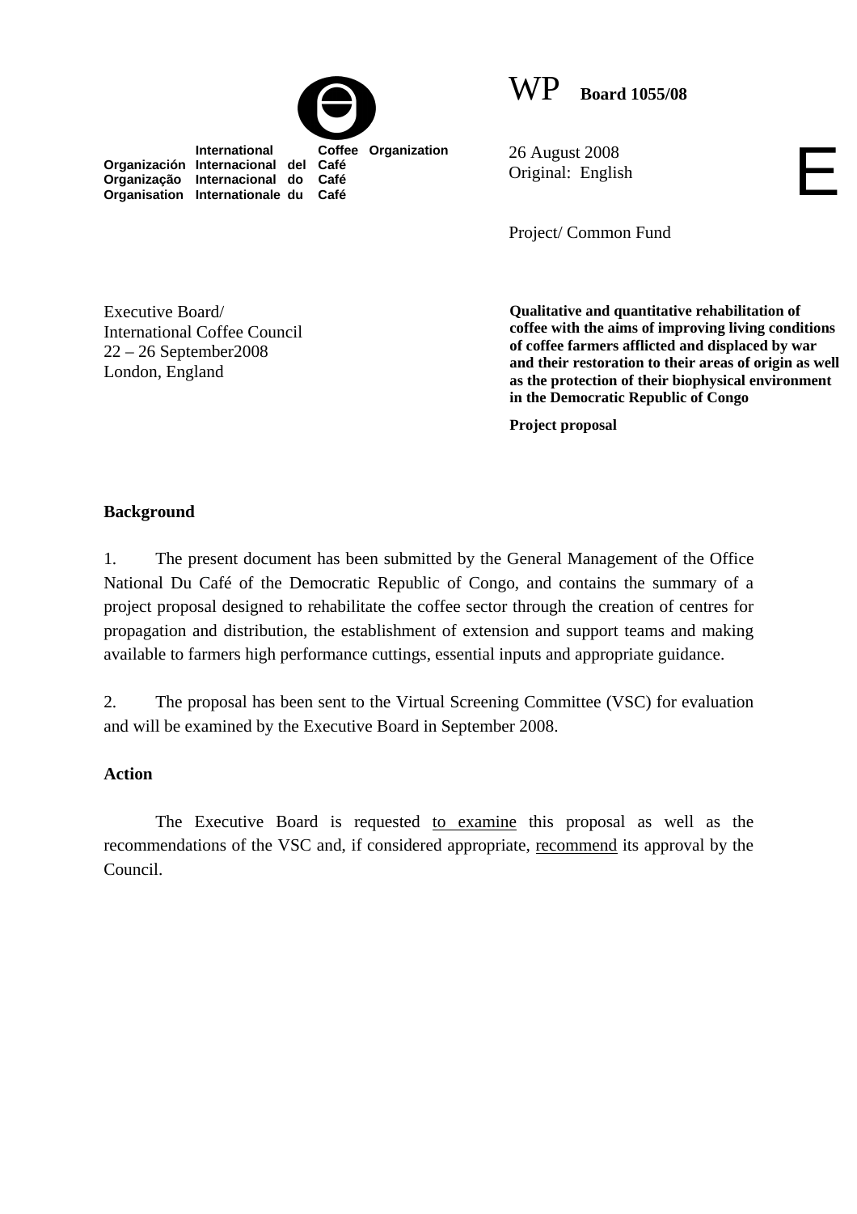International Coffee Organization
Organización Internacional del Café
Organização Internacional do Café
Organisation Internationale du Café

WP **Board 1055/08**

26 August 2008
Original: English

E

Project/ Common Fund

Executive Board/
International Coffee Council
22 – 26 September2008
London, England

**Qualitative and quantitative rehabilitation of coffee with the aims of improving living conditions of coffee farmers afflicted and displaced by war and their restoration to their areas of origin as well as the protection of their biophysical environment in the Democratic Republic of Congo**

**Project proposal**

**Background**

1. The present document has been submitted by the General Management of the Office National Du Café of the Democratic Republic of Congo, and contains the summary of a project proposal designed to rehabilitate the coffee sector through the creation of centres for propagation and distribution, the establishment of extension and support teams and making available to farmers high performance cuttings, essential inputs and appropriate guidance.

2. The proposal has been sent to the Virtual Screening Committee (VSC) for evaluation and will be examined by the Executive Board in September 2008.

**Action**

The Executive Board is requested to examine this proposal as well as the recommendations of the VSC and, if considered appropriate, recommend its approval by the Council.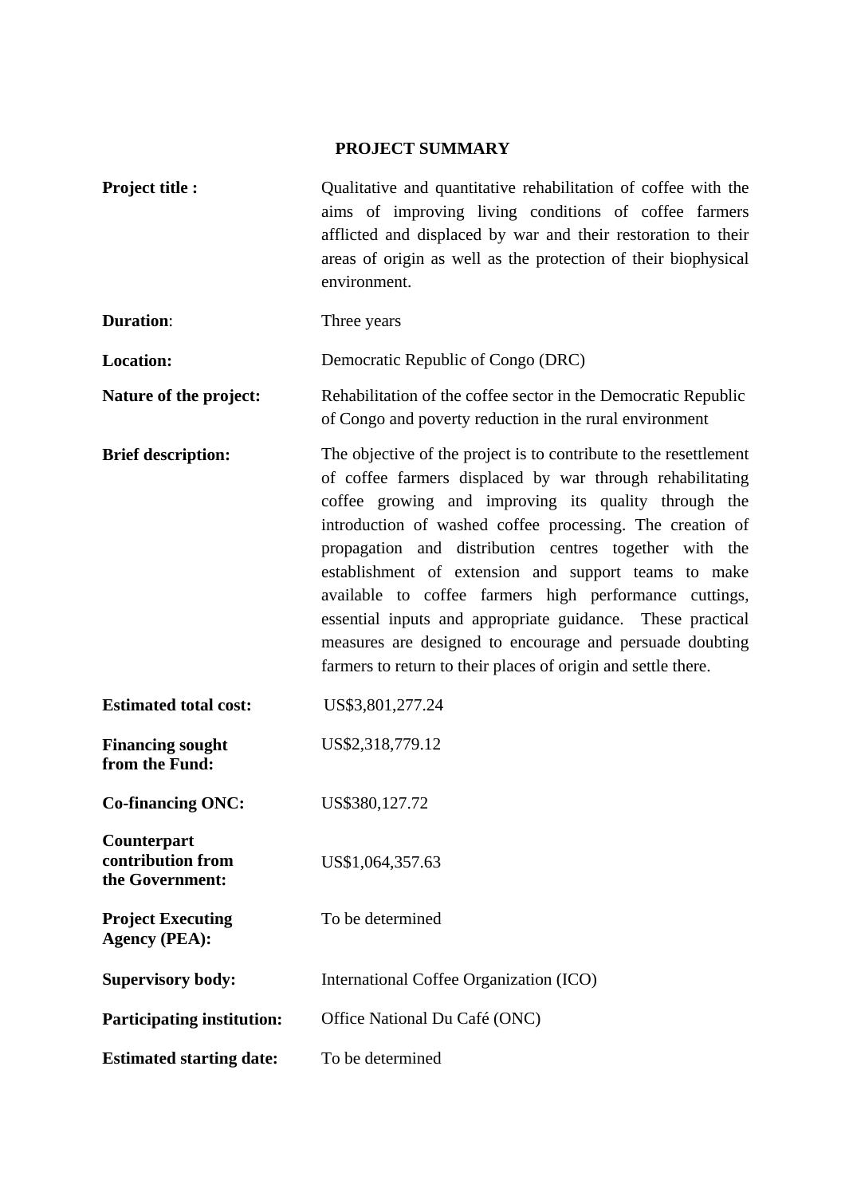## PROJECT SUMMARY

| | |
|---|---|
| **Project title :** | Qualitative and quantitative rehabilitation of coffee with the aims of improving living conditions of coffee farmers afflicted and displaced by war and their restoration to their areas of origin as well as the protection of their biophysical environment. |
| **Duration**: | Three years |
| **Location:** | Democratic Republic of Congo (DRC) |
| **Nature of the project:** | Rehabilitation of the coffee sector in the Democratic Republic of Congo and poverty reduction in the rural environment |
| **Brief description:** | The objective of the project is to contribute to the resettlement of coffee farmers displaced by war through rehabilitating coffee growing and improving its quality through the introduction of washed coffee processing. The creation of propagation and distribution centres together with the establishment of extension and support teams to make available to coffee farmers high performance cuttings, essential inputs and appropriate guidance. These practical measures are designed to encourage and persuade doubting farmers to return to their places of origin and settle there. |
| **Estimated total cost:** | US$3,801,277.24 |
| **Financing sought from the Fund:** | US$2,318,779.12 |
| **Co-financing ONC:** | US$380,127.72 |
| **Counterpart contribution from the Government:** | US$1,064,357.63 |
| **Project Executing Agency (PEA):** | To be determined |
| **Supervisory body:** | International Coffee Organization (ICO) |
| **Participating institution:** | Office National Du Café (ONC) |
| **Estimated starting date:** | To be determined |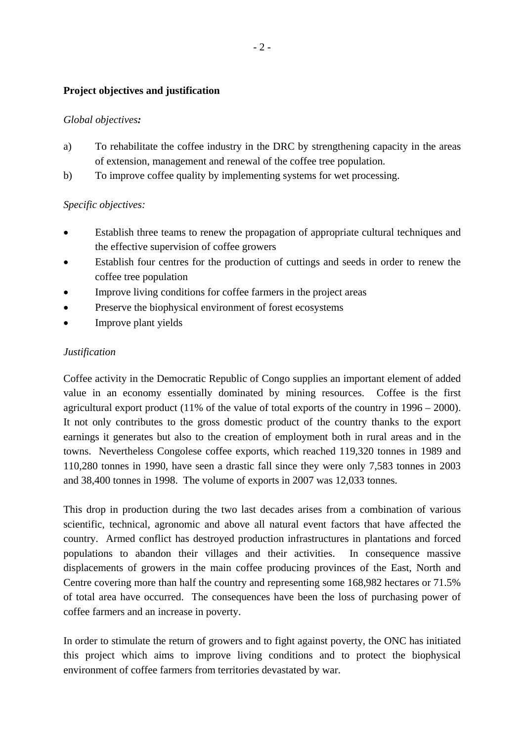**Project objectives and justification**

*Global objectives:*

a) To rehabilitate the coffee industry in the DRC by strengthening capacity in the areas of extension, management and renewal of the coffee tree population.

b) To improve coffee quality by implementing systems for wet processing.

*Specific objectives:*

- Establish three teams to renew the propagation of appropriate cultural techniques and the effective supervision of coffee growers
- Establish four centres for the production of cuttings and seeds in order to renew the coffee tree population
- Improve living conditions for coffee farmers in the project areas
- Preserve the biophysical environment of forest ecosystems
- Improve plant yields

*Justification*

Coffee activity in the Democratic Republic of Congo supplies an important element of added value in an economy essentially dominated by mining resources. Coffee is the first agricultural export product (11% of the value of total exports of the country in 1996 – 2000). It not only contributes to the gross domestic product of the country thanks to the export earnings it generates but also to the creation of employment both in rural areas and in the towns. Nevertheless Congolese coffee exports, which reached 119,320 tonnes in 1989 and 110,280 tonnes in 1990, have seen a drastic fall since they were only 7,583 tonnes in 2003 and 38,400 tonnes in 1998. The volume of exports in 2007 was 12,033 tonnes.

This drop in production during the two last decades arises from a combination of various scientific, technical, agronomic and above all natural event factors that have affected the country. Armed conflict has destroyed production infrastructures in plantations and forced populations to abandon their villages and their activities. In consequence massive displacements of growers in the main coffee producing provinces of the East, North and Centre covering more than half the country and representing some 168,982 hectares or 71.5% of total area have occurred. The consequences have been the loss of purchasing power of coffee farmers and an increase in poverty.

In order to stimulate the return of growers and to fight against poverty, the ONC has initiated this project which aims to improve living conditions and to protect the biophysical environment of coffee farmers from territories devastated by war.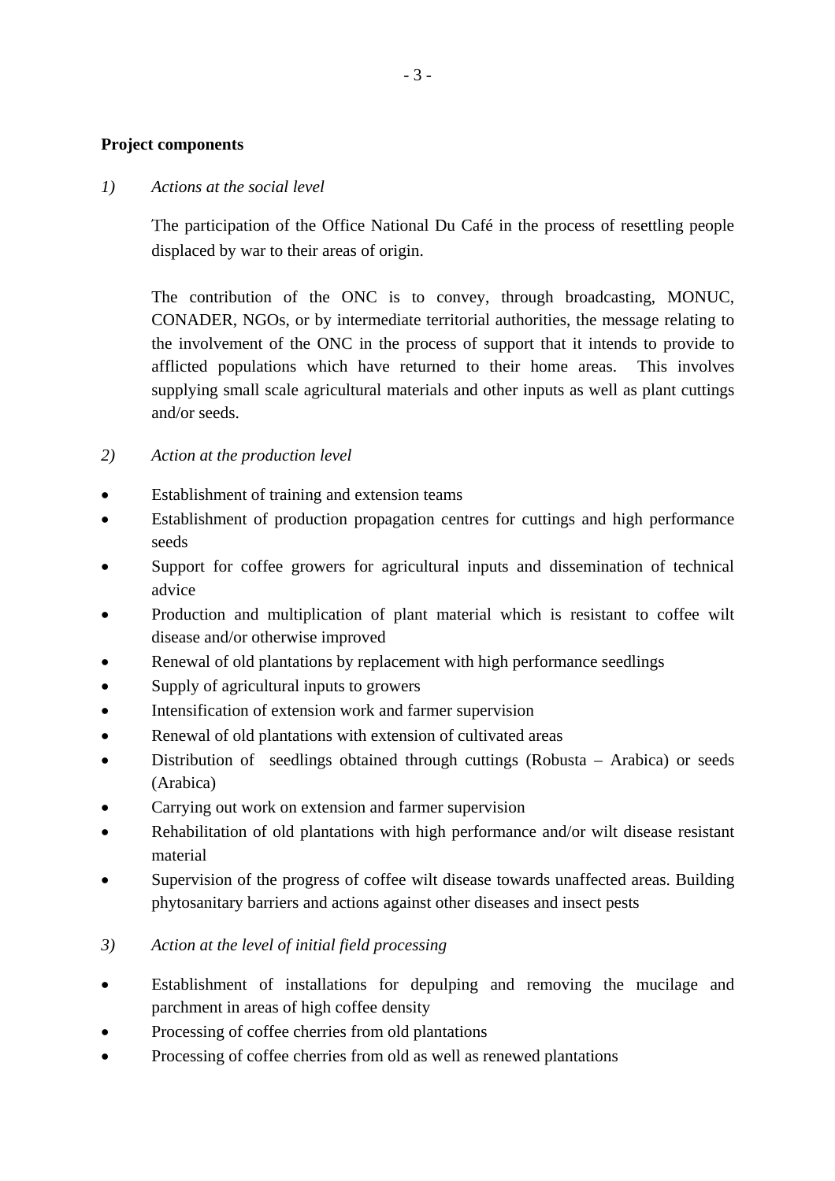**Project components**

1) *Actions at the social level*

The participation of the Office National Du Café in the process of resettling people displaced by war to their areas of origin.

The contribution of the ONC is to convey, through broadcasting, MONUC, CONADER, NGOs, or by intermediate territorial authorities, the message relating to the involvement of the ONC in the process of support that it intends to provide to afflicted populations which have returned to their home areas. This involves supplying small scale agricultural materials and other inputs as well as plant cuttings and/or seeds.

2) *Action at the production level*

- Establishment of training and extension teams
- Establishment of production propagation centres for cuttings and high performance seeds
- Support for coffee growers for agricultural inputs and dissemination of technical advice
- Production and multiplication of plant material which is resistant to coffee wilt disease and/or otherwise improved
- Renewal of old plantations by replacement with high performance seedlings
- Supply of agricultural inputs to growers
- Intensification of extension work and farmer supervision
- Renewal of old plantations with extension of cultivated areas
- Distribution of seedlings obtained through cuttings (Robusta – Arabica) or seeds (Arabica)
- Carrying out work on extension and farmer supervision
- Rehabilitation of old plantations with high performance and/or wilt disease resistant material
- Supervision of the progress of coffee wilt disease towards unaffected areas. Building phytosanitary barriers and actions against other diseases and insect pests

3) *Action at the level of initial field processing*

- Establishment of installations for depulping and removing the mucilage and parchment in areas of high coffee density
- Processing of coffee cherries from old plantations
- Processing of coffee cherries from old as well as renewed plantations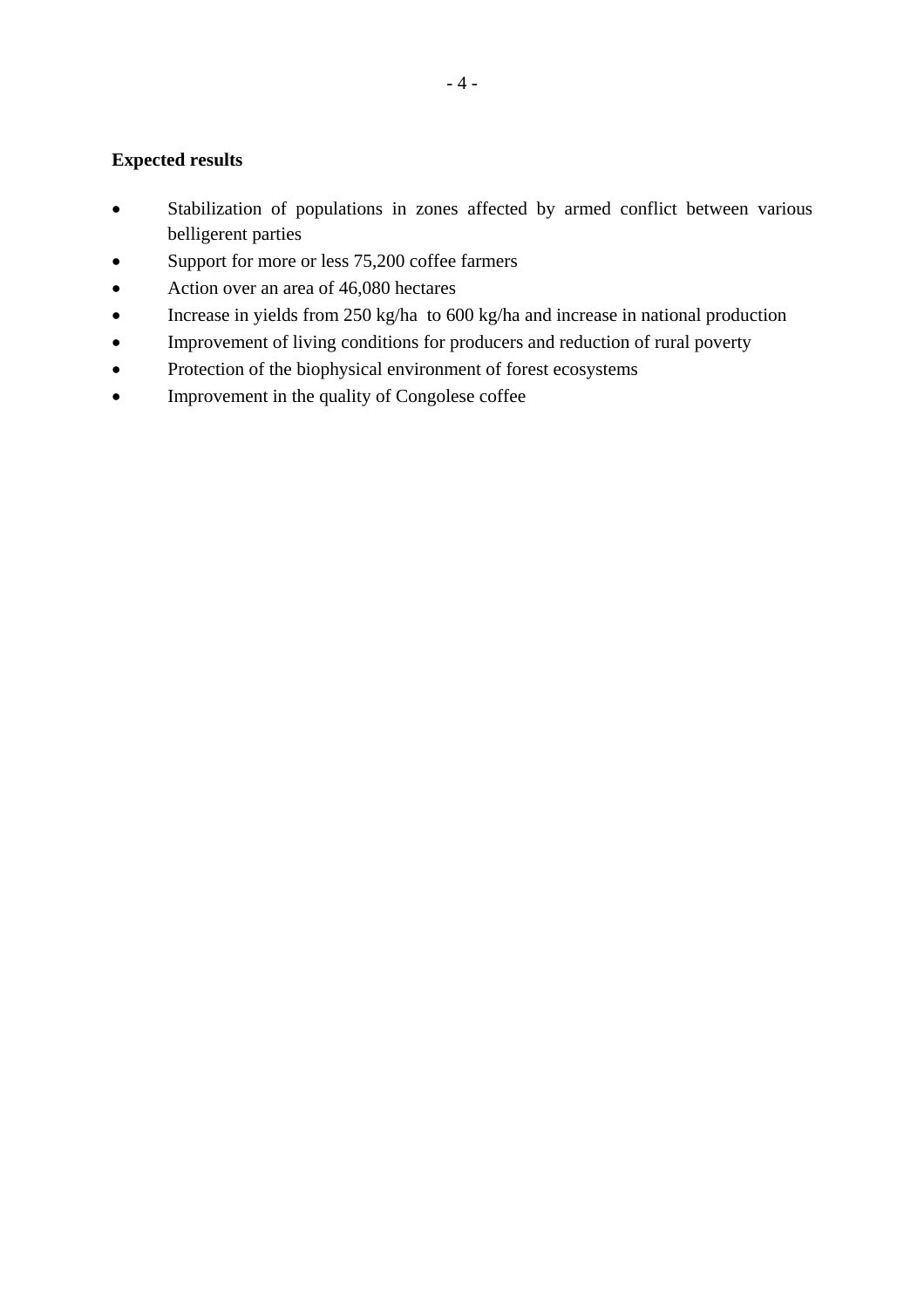**Expected results**

- Stabilization of populations in zones affected by armed conflict between various belligerent parties
- Support for more or less 75,200 coffee farmers
- Action over an area of 46,080 hectares
- Increase in yields from 250 kg/ha to 600 kg/ha and increase in national production
- Improvement of living conditions for producers and reduction of rural poverty
- Protection of the biophysical environment of forest ecosystems
- Improvement in the quality of Congolese coffee